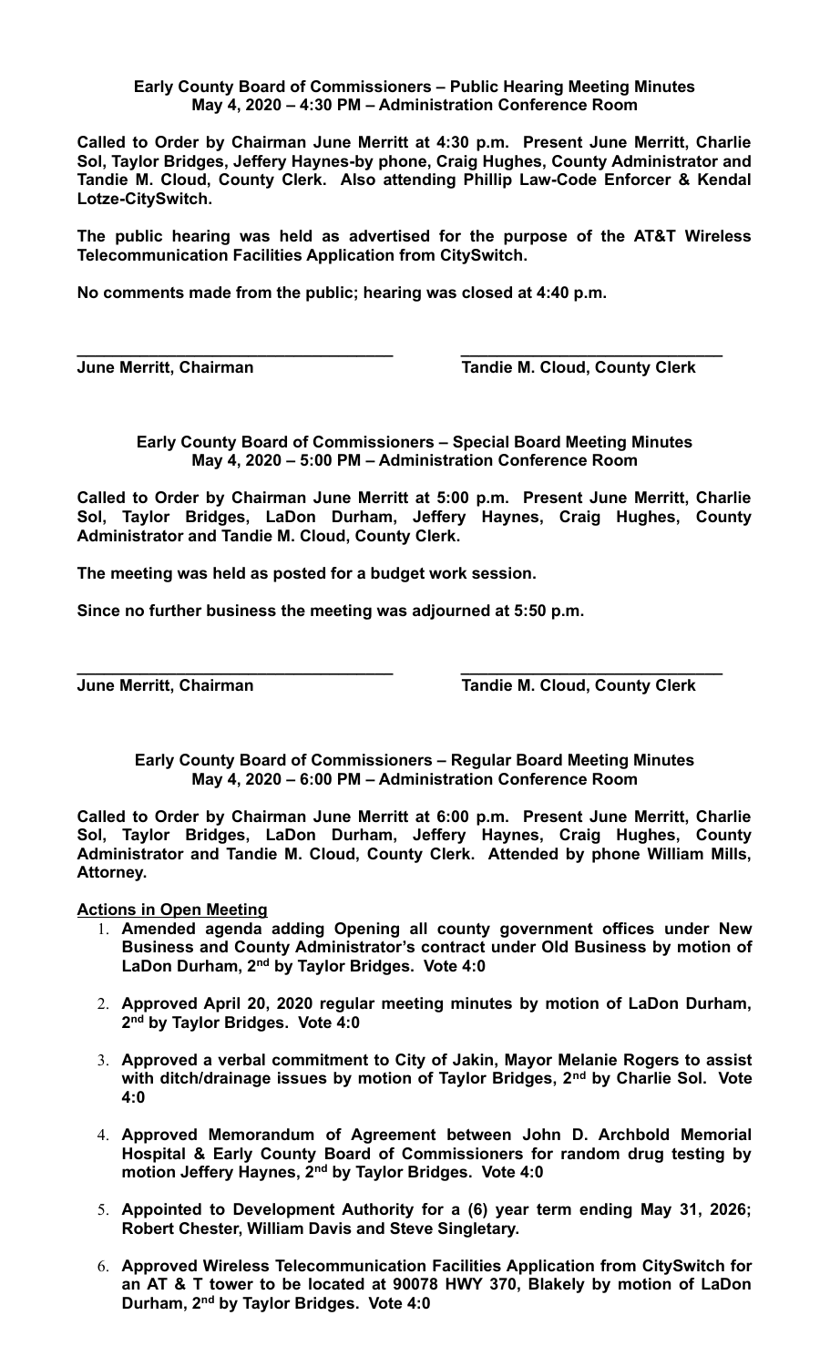**Early County Board of Commissioners – Public Hearing Meeting Minutes**
**May 4, 2020 – 4:30 PM – Administration Conference Room**

**Called to Order by Chairman June Merritt at 4:30 p.m. Present June Merritt, Charlie Sol, Taylor Bridges, Jeffery Haynes-by phone, Craig Hughes, County Administrator and Tandie M. Cloud, County Clerk. Also attending Phillip Law-Code Enforcer & Kendal Lotze-CitySwitch.**

**The public hearing was held as advertised for the purpose of the AT&T Wireless Telecommunication Facilities Application from CitySwitch.**

**No comments made from the public; hearing was closed at 4:40 p.m.**

**June Merritt, Chairman** **Tandie M. Cloud, County Clerk**

**Early County Board of Commissioners – Special Board Meeting Minutes**
**May 4, 2020 – 5:00 PM – Administration Conference Room**

**Called to Order by Chairman June Merritt at 5:00 p.m. Present June Merritt, Charlie Sol, Taylor Bridges, LaDon Durham, Jeffery Haynes, Craig Hughes, County Administrator and Tandie M. Cloud, County Clerk.**

**The meeting was held as posted for a budget work session.**

**Since no further business the meeting was adjourned at 5:50 p.m.**

**June Merritt, Chairman** **Tandie M. Cloud, County Clerk**

**Early County Board of Commissioners – Regular Board Meeting Minutes**
**May 4, 2020 – 6:00 PM – Administration Conference Room**

**Called to Order by Chairman June Merritt at 6:00 p.m. Present June Merritt, Charlie Sol, Taylor Bridges, LaDon Durham, Jeffery Haynes, Craig Hughes, County Administrator and Tandie M. Cloud, County Clerk. Attended by phone William Mills, Attorney.**

**Actions in Open Meeting**

1. **Amended agenda adding Opening all county government offices under New Business and County Administrator's contract under Old Business by motion of LaDon Durham, 2nd by Taylor Bridges. Vote 4:0**
2. **Approved April 20, 2020 regular meeting minutes by motion of LaDon Durham, 2nd by Taylor Bridges. Vote 4:0**
3. **Approved a verbal commitment to City of Jakin, Mayor Melanie Rogers to assist with ditch/drainage issues by motion of Taylor Bridges, 2nd by Charlie Sol. Vote 4:0**
4. **Approved Memorandum of Agreement between John D. Archbold Memorial Hospital & Early County Board of Commissioners for random drug testing by motion Jeffery Haynes, 2nd by Taylor Bridges. Vote 4:0**
5. **Appointed to Development Authority for a (6) year term ending May 31, 2026; Robert Chester, William Davis and Steve Singletary.**
6. **Approved Wireless Telecommunication Facilities Application from CitySwitch for an AT & T tower to be located at 90078 HWY 370, Blakely by motion of LaDon Durham, 2nd by Taylor Bridges. Vote 4:0**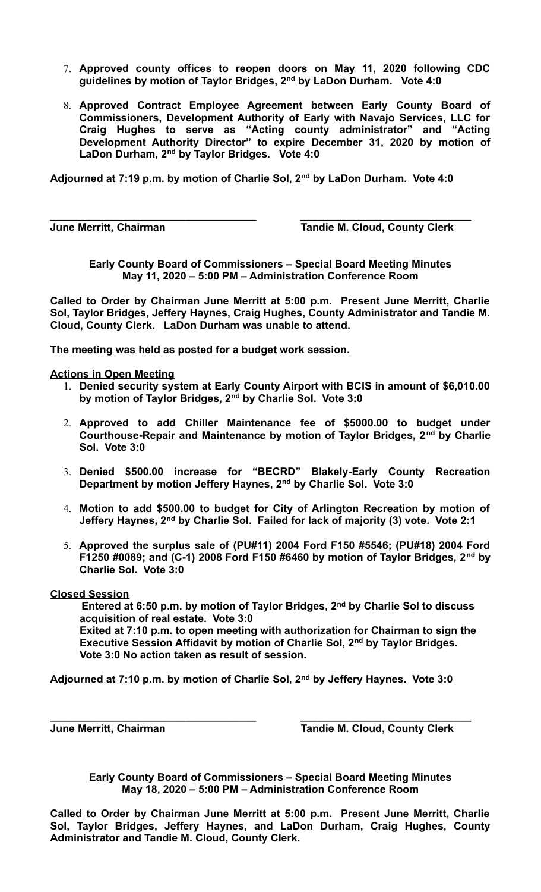7. **Approved county offices to reopen doors on May 11, 2020 following CDC guidelines by motion of Taylor Bridges, 2nd by LaDon Durham. Vote 4:0**

8. **Approved Contract Employee Agreement between Early County Board of Commissioners, Development Authority of Early with Navajo Services, LLC for Craig Hughes to serve as "Acting county administrator" and "Acting Development Authority Director" to expire December 31, 2020 by motion of LaDon Durham, 2nd by Taylor Bridges. Vote 4:0**

**Adjourned at 7:19 p.m. by motion of Charlie Sol, 2nd by LaDon Durham. Vote 4:0**

**\_\_\_\_\_\_\_\_\_\_\_\_\_\_\_\_\_\_\_\_\_\_\_\_\_\_\_\_\_\_\_\_\_\_\_\_ \_\_\_\_\_\_\_\_\_\_\_\_\_\_\_\_\_\_\_\_\_\_\_\_\_\_\_\_\_\_**

**June Merritt, Chairman Tandie M. Cloud, County Clerk**

**Early County Board of Commissioners – Special Board Meeting Minutes**
**May 11, 2020 – 5:00 PM – Administration Conference Room**

**Called to Order by Chairman June Merritt at 5:00 p.m. Present June Merritt, Charlie Sol, Taylor Bridges, Jeffery Haynes, Craig Hughes, County Administrator and Tandie M. Cloud, County Clerk. LaDon Durham was unable to attend.**

**The meeting was held as posted for a budget work session.**

**Actions in Open Meeting**

1. **Denied security system at Early County Airport with BCIS in amount of $6,010.00 by motion of Taylor Bridges, 2nd by Charlie Sol. Vote 3:0**

2. **Approved to add Chiller Maintenance fee of $5000.00 to budget under Courthouse-Repair and Maintenance by motion of Taylor Bridges, 2nd by Charlie Sol. Vote 3:0**

3. **Denied $500.00 increase for "BECRD" Blakely-Early County Recreation Department by motion Jeffery Haynes, 2nd by Charlie Sol. Vote 3:0**

4. **Motion to add $500.00 to budget for City of Arlington Recreation by motion of Jeffery Haynes, 2nd by Charlie Sol. Failed for lack of majority (3) vote. Vote 2:1**

5. **Approved the surplus sale of (PU#11) 2004 Ford F150 #5546; (PU#18) 2004 Ford F1250 #0089; and (C-1) 2008 Ford F150 #6460 by motion of Taylor Bridges, 2nd by Charlie Sol. Vote 3:0**

**Closed Session**

**Entered at 6:50 p.m. by motion of Taylor Bridges, 2nd by Charlie Sol to discuss acquisition of real estate. Vote 3:0**
**Exited at 7:10 p.m. to open meeting with authorization for Chairman to sign the Executive Session Affidavit by motion of Charlie Sol, 2nd by Taylor Bridges. Vote 3:0 No action taken as result of session.**

**Adjourned at 7:10 p.m. by motion of Charlie Sol, 2nd by Jeffery Haynes. Vote 3:0**

**\_\_\_\_\_\_\_\_\_\_\_\_\_\_\_\_\_\_\_\_\_\_\_\_\_\_\_\_\_\_\_\_\_\_\_\_ \_\_\_\_\_\_\_\_\_\_\_\_\_\_\_\_\_\_\_\_\_\_\_\_\_\_\_\_\_\_**

**June Merritt, Chairman Tandie M. Cloud, County Clerk**

**Early County Board of Commissioners – Special Board Meeting Minutes**
**May 18, 2020 – 5:00 PM – Administration Conference Room**

**Called to Order by Chairman June Merritt at 5:00 p.m. Present June Merritt, Charlie Sol, Taylor Bridges, Jeffery Haynes, and LaDon Durham, Craig Hughes, County Administrator and Tandie M. Cloud, County Clerk.**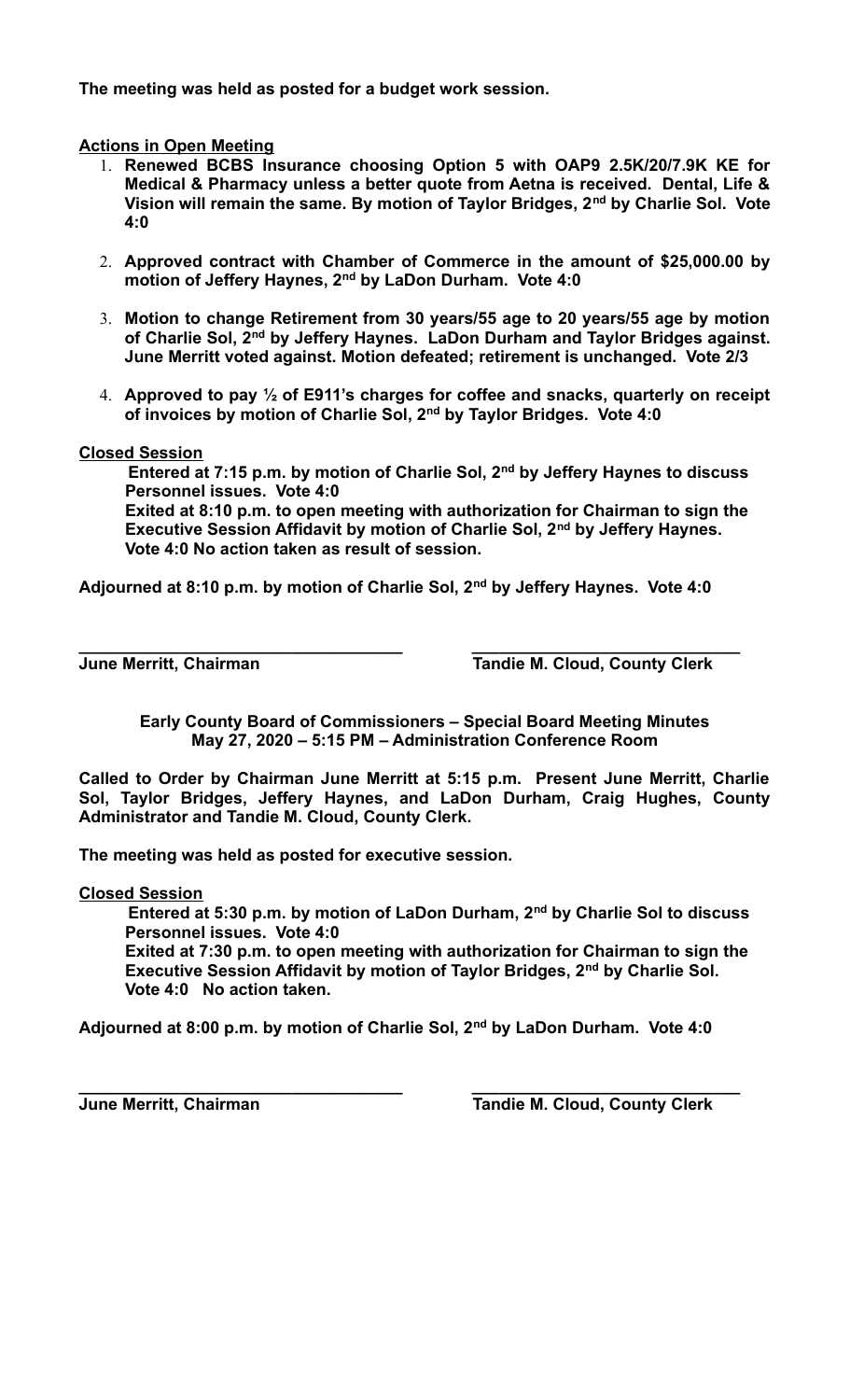**The meeting was held as posted for a budget work session.**

**Actions in Open Meeting**

1. **Renewed BCBS Insurance choosing Option 5 with OAP9 2.5K/20/7.9K KE for Medical & Pharmacy unless a better quote from Aetna is received. Dental, Life & Vision will remain the same. By motion of Taylor Bridges, 2nd by Charlie Sol. Vote 4:0**

2. **Approved contract with Chamber of Commerce in the amount of $25,000.00 by motion of Jeffery Haynes, 2nd by LaDon Durham. Vote 4:0**

3. **Motion to change Retirement from 30 years/55 age to 20 years/55 age by motion of Charlie Sol, 2nd by Jeffery Haynes. LaDon Durham and Taylor Bridges against. June Merritt voted against. Motion defeated; retirement is unchanged. Vote 2/3**

4. **Approved to pay ½ of E911's charges for coffee and snacks, quarterly on receipt of invoices by motion of Charlie Sol, 2nd by Taylor Bridges. Vote 4:0**

**Closed Session**

**Entered at 7:15 p.m. by motion of Charlie Sol, 2nd by Jeffery Haynes to discuss Personnel issues. Vote 4:0**
**Exited at 8:10 p.m. to open meeting with authorization for Chairman to sign the Executive Session Affidavit by motion of Charlie Sol, 2nd by Jeffery Haynes. Vote 4:0 No action taken as result of session.**

**Adjourned at 8:10 p.m. by motion of Charlie Sol, 2nd by Jeffery Haynes. Vote 4:0**

\_\_\_\_\_\_\_\_\_\_\_\_\_\_\_\_\_\_\_\_\_\_\_\_\_\_\_\_\_\_\_\_\_\_\_\_ \_\_\_\_\_\_\_\_\_\_\_\_\_\_\_\_\_\_\_\_\_\_\_\_\_\_\_\_\_\_\_\_
**June Merritt, Chairman** **Tandie M. Cloud, County Clerk**

**Early County Board of Commissioners – Special Board Meeting Minutes**
**May 27, 2020 – 5:15 PM – Administration Conference Room**

**Called to Order by Chairman June Merritt at 5:15 p.m. Present June Merritt, Charlie Sol, Taylor Bridges, Jeffery Haynes, and LaDon Durham, Craig Hughes, County Administrator and Tandie M. Cloud, County Clerk.**

**The meeting was held as posted for executive session.**

**Closed Session**

**Entered at 5:30 p.m. by motion of LaDon Durham, 2nd by Charlie Sol to discuss Personnel issues. Vote 4:0**
**Exited at 7:30 p.m. to open meeting with authorization for Chairman to sign the Executive Session Affidavit by motion of Taylor Bridges, 2nd by Charlie Sol. Vote 4:0 No action taken.**

**Adjourned at 8:00 p.m. by motion of Charlie Sol, 2nd by LaDon Durham. Vote 4:0**

\_\_\_\_\_\_\_\_\_\_\_\_\_\_\_\_\_\_\_\_\_\_\_\_\_\_\_\_\_\_\_\_\_\_\_\_ \_\_\_\_\_\_\_\_\_\_\_\_\_\_\_\_\_\_\_\_\_\_\_\_\_\_\_\_\_\_\_\_
**June Merritt, Chairman** **Tandie M. Cloud, County Clerk**